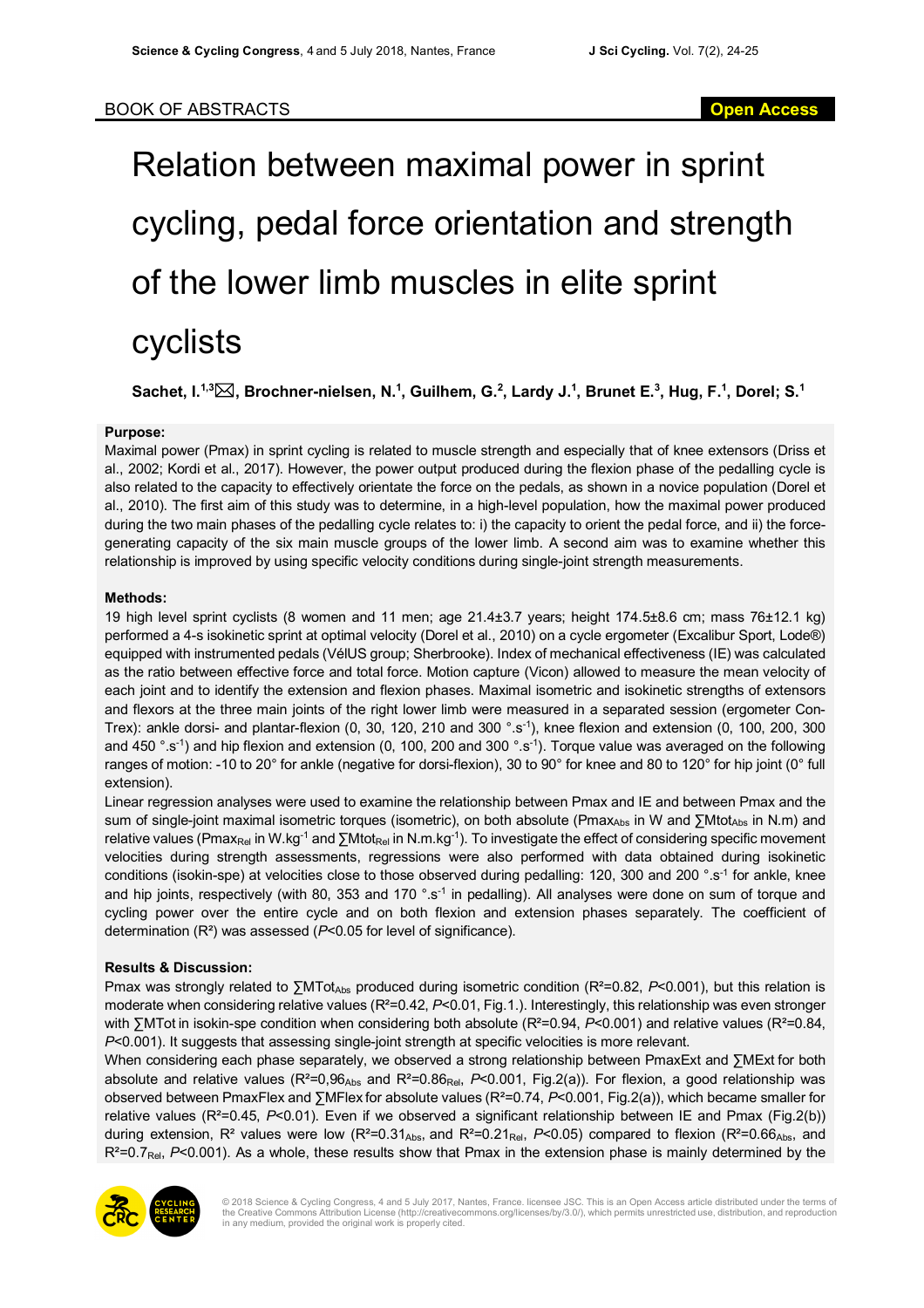BOOK OF ABSTRACTS

**Open Access**

# Relation between maximal power in sprint cycling, pedal force orientation and strength of the lower limb muscles in elite sprint cyclists

**Sachet, I.[1,3]✉, Brochner-nielsen, N.[1], Guilhem, G.[2], Lardy J.[1], Brunet E.[3], Hug, F.[1], Dorel; S.[1]**

### Purpose:

Maximal power (Pmax) in sprint cycling is related to muscle strength and especially that of knee extensors (Driss et al., 2002; Kordi et al., 2017). However, the power output produced during the flexion phase of the pedalling cycle is also related to the capacity to effectively orientate the force on the pedals, as shown in a novice population (Dorel et al., 2010). The first aim of this study was to determine, in a high-level population, how the maximal power produced during the two main phases of the pedalling cycle relates to: i) the capacity to orient the pedal force, and ii) the force-generating capacity of the six main muscle groups of the lower limb. A second aim was to examine whether this relationship is improved by using specific velocity conditions during single-joint strength measurements.

### Methods:

19 high level sprint cyclists (8 women and 11 men; age 21.4±3.7 years; height 174.5±8.6 cm; mass 76±12.1 kg) performed a 4-s isokinetic sprint at optimal velocity (Dorel et al., 2010) on a cycle ergometer (Excalibur Sport, Lode®) equipped with instrumented pedals (VélUS group; Sherbrooke). Index of mechanical effectiveness (IE) was calculated as the ratio between effective force and total force. Motion capture (Vicon) allowed to measure the mean velocity of each joint and to identify the extension and flexion phases. Maximal isometric and isokinetic strengths of extensors and flexors at the three main joints of the right lower limb were measured in a separated session (ergometer Con-Trex): ankle dorsi- and plantar-flexion (0, 30, 120, 210 and 300 $°.s^{-1}$), knee flexion and extension (0, 100, 200, 300 and 450 $°.s^{-1}$) and hip flexion and extension (0, 100, 200 and 300 $°.s^{-1}$). Torque value was averaged on the following ranges of motion: -10 to 20° for ankle (negative for dorsi-flexion), 30 to 90° for knee and 80 to 120° for hip joint (0° full extension).

Linear regression analyses were used to examine the relationship between Pmax and IE and between Pmax and the sum of single-joint maximal isometric torques (isometric), on both absolute ($Pmax_{Abs}$ in W and $\sum Mtot_{Abs}$ in N.m) and relative values ($Pmax_{Rel}$ in $W.kg^{-1}$ and $\sum Mtot_{Rel}$ in $N.m.kg^{-1}$). To investigate the effect of considering specific movement velocities during strength assessments, regressions were also performed with data obtained during isokinetic conditions (isokin-spe) at velocities close to those observed during pedalling: 120, 300 and 200 $°.s^{-1}$ for ankle, knee and hip joints, respectively (with 80, 353 and 170 $°.s^{-1}$ in pedalling). All analyses were done on sum of torque and cycling power over the entire cycle and on both flexion and extension phases separately. The coefficient of determination ($R^2$) was assessed ($P<0.05$ for level of significance).

### Results & Discussion:

Pmax was strongly related to $\sum MTot_{Abs}$ produced during isometric condition ($R^2=0.82$, $P<0.001$), but this relation is moderate when considering relative values ($R^2=0.42$, $P<0.01$, Fig.1.). Interestingly, this relationship was even stronger with ∑MTot in isokin-spe condition when considering both absolute ($R^2=0.94$, $P<0.001$) and relative values ($R^2=0.84$, $P<0.001$). It suggests that assessing single-joint strength at specific velocities is more relevant.

When considering each phase separately, we observed a strong relationship between PmaxExt and ∑MExt for both absolute and relative values ($R^2=0{,}96_{Abs}$ and $R^2=0.86_{Rel}$, $P<0.001$, Fig.2(a)). For flexion, a good relationship was observed between PmaxFlex and ∑MFlex for absolute values ($R^2=0.74$, $P<0.001$, Fig.2(a)), which became smaller for relative values ($R^2=0.45$, $P<0.01$). Even if we observed a significant relationship between IE and Pmax (Fig.2(b)) during extension, $R^2$ values were low ($R^2=0.31_{Abs}$, and $R^2=0.21_{Rel}$, $P<0.05$) compared to flexion ($R^2=0.66_{Abs}$, and $R^2=0.7_{Rel}$, $P<0.001$). As a whole, these results show that Pmax in the extension phase is mainly determined by the

© 2018 Science & Cycling Congress, 4 and 5 July 2017, Nantes, France. licensee JSC. This is an Open Access article distributed under the terms of the Creative Commons Attribution License (http://creativecommons.org/licenses/by/3.0/), which permits unrestricted use, distribution, and reproduction in any medium, provided the original work is properly cited.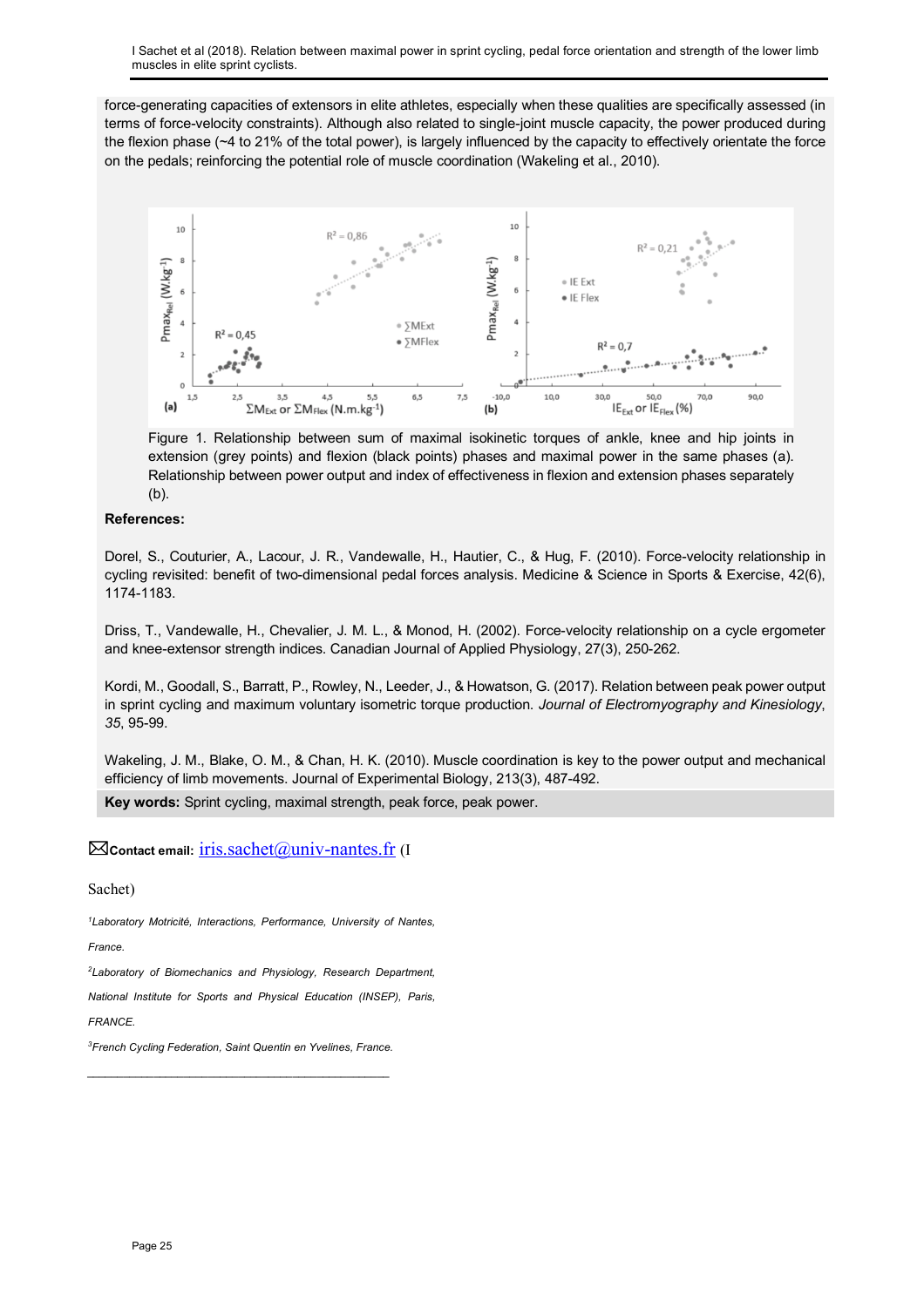force-generating capacities of extensors in elite athletes, especially when these qualities are specifically assessed (in terms of force-velocity constraints). Although also related to single-joint muscle capacity, the power produced during the flexion phase (~4 to 21% of the total power), is largely influenced by the capacity to effectively orientate the force on the pedals; reinforcing the potential role of muscle coordination (Wakeling et al., 2010).

(a)

$R^2 = 0{,}86$

$R^2 = 0{,}45$

∑MExt

∑MFlex

$Pmax_{Rel}$ ($W.kg^{-1}$)

10, 8, 6, 4, 2, 0

1,5 2,5 3,5 4,5 5,5 6,5 7,5

$\Sigma M_{Ext}$ or $\Sigma M_{Flex}$ ($N.m.kg^{-1}$)

(b)

$R^2 = 0{,}21$

$R^2 = 0{,}7$

IE Ext

IE Flex

$Pmax_{Rel}$ ($W.kg^{-1}$)

10, 8, 6, 4, 2, 0

-10,0 10,0 30,0 50,0 70,0 90,0

$IE_{Ext}$ or $IE_{Flex}$ (%)

Figure 1. Relationship between sum of maximal isokinetic torques of ankle, knee and hip joints in extension (grey points) and flexion (black points) phases and maximal power in the same phases (a). Relationship between power output and index of effectiveness in flexion and extension phases separately (b).

**References:**

Dorel, S., Couturier, A., Lacour, J. R., Vandewalle, H., Hautier, C., & Hug, F. (2010). Force-velocity relationship in cycling revisited: benefit of two-dimensional pedal forces analysis. Medicine & Science in Sports & Exercise, 42(6), 1174-1183.

Driss, T., Vandewalle, H., Chevalier, J. M. L., & Monod, H. (2002). Force-velocity relationship on a cycle ergometer and knee-extensor strength indices. Canadian Journal of Applied Physiology, 27(3), 250-262.

Kordi, M., Goodall, S., Barratt, P., Rowley, N., Leeder, J., & Howatson, G. (2017). Relation between peak power output in sprint cycling and maximum voluntary isometric torque production. *Journal of Electromyography and Kinesiology*, *35*, 95-99.

Wakeling, J. M., Blake, O. M., & Chan, H. K. (2010). Muscle coordination is key to the power output and mechanical efficiency of limb movements. Journal of Experimental Biology, 213(3), 487-492.

**Key words:** Sprint cycling, maximal strength, peak force, peak power.

✉**Contact email:** iris.sachet@univ-nantes.fr (I Sachet)

[1]*Laboratory Motricité, Interactions, Performance, University of Nantes, France.*

[2]*Laboratory of Biomechanics and Physiology, Research Department, National Institute for Sports and Physical Education (INSEP), Paris, FRANCE.*

[3]*French Cycling Federation, Saint Quentin en Yvelines, France.*